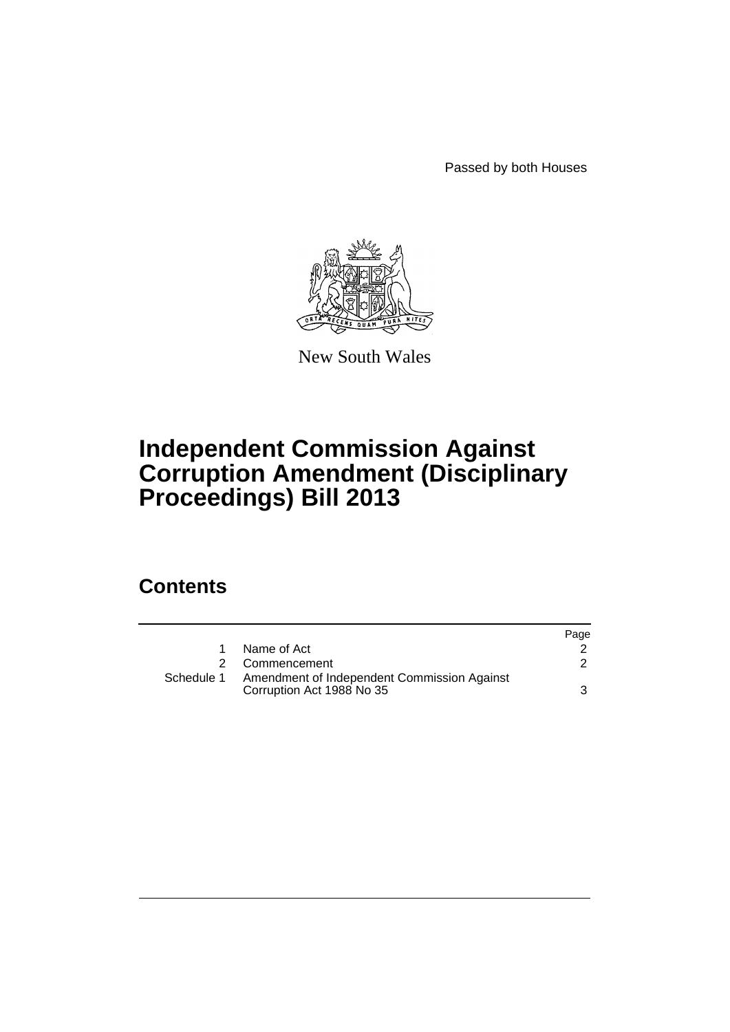Passed by both Houses

New South Wales

# Independent Commission Against Corruption Amendment (Disciplinary Proceedings) Bill 2013

## Contents

| | | Page |
|---|---|---|
| 1 | Name of Act | 2 |
| 2 | Commencement | 2 |
| Schedule 1 | Amendment of Independent Commission Against Corruption Act 1988 No 35 | 3 |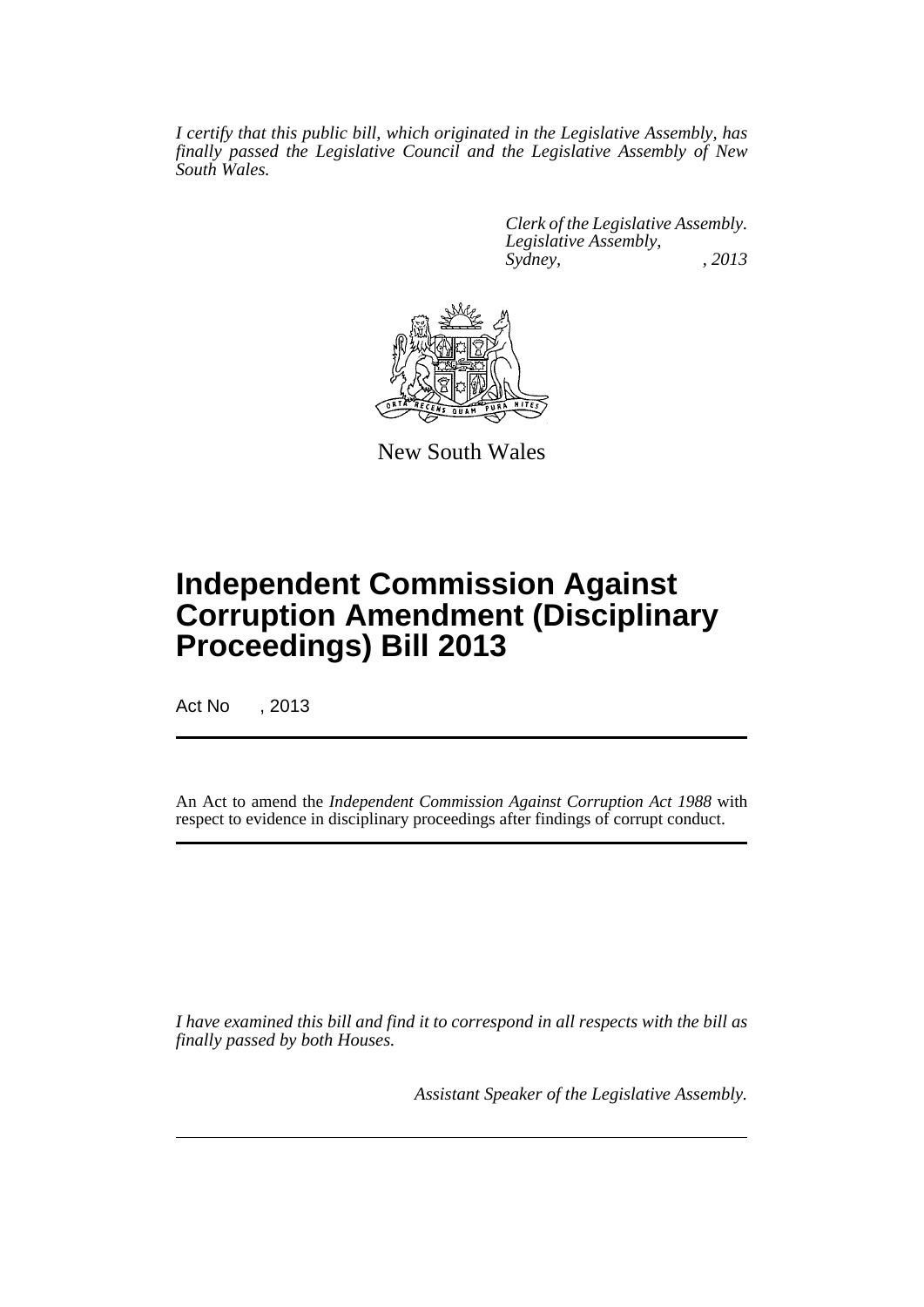*I certify that this public bill, which originated in the Legislative Assembly, has finally passed the Legislative Council and the Legislative Assembly of New South Wales.*

*Clerk of the Legislative Assembly.*
*Legislative Assembly,*
*Sydney, , 2013*

New South Wales

# Independent Commission Against Corruption Amendment (Disciplinary Proceedings) Bill 2013

Act No , 2013

An Act to amend the *Independent Commission Against Corruption Act 1988* with respect to evidence in disciplinary proceedings after findings of corrupt conduct.

*I have examined this bill and find it to correspond in all respects with the bill as finally passed by both Houses.*

*Assistant Speaker of the Legislative Assembly.*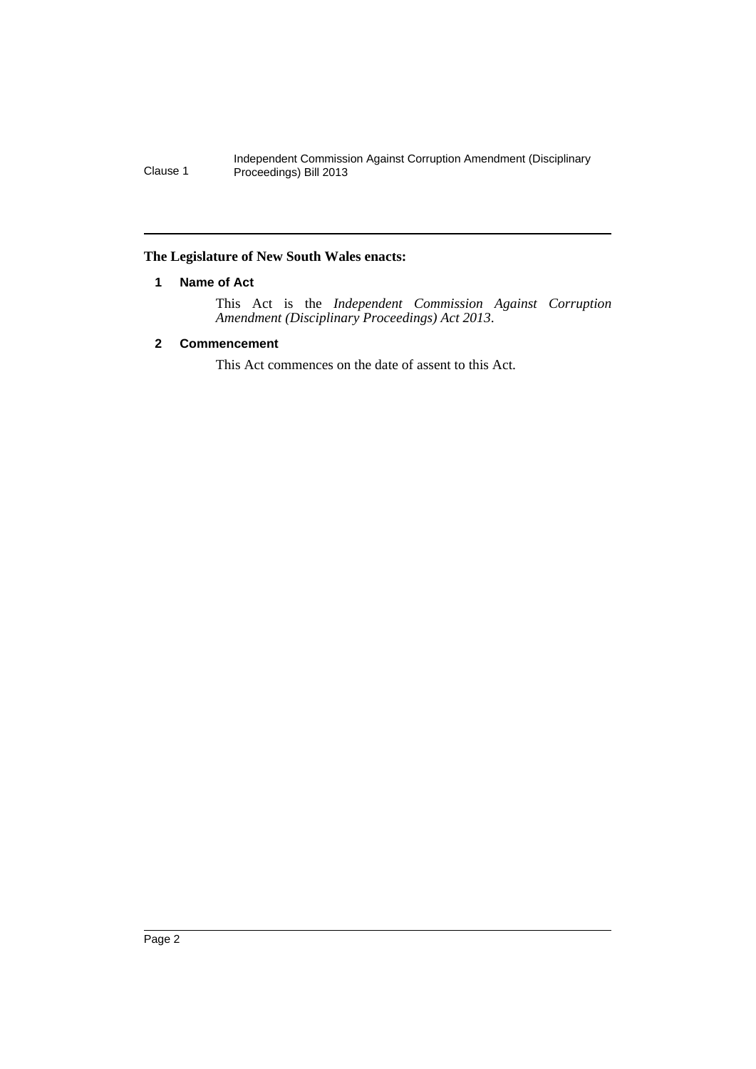**The Legislature of New South Wales enacts:**

## 1 Name of Act

This Act is the *Independent Commission Against Corruption Amendment (Disciplinary Proceedings) Act 2013*.

## 2 Commencement

This Act commences on the date of assent to this Act.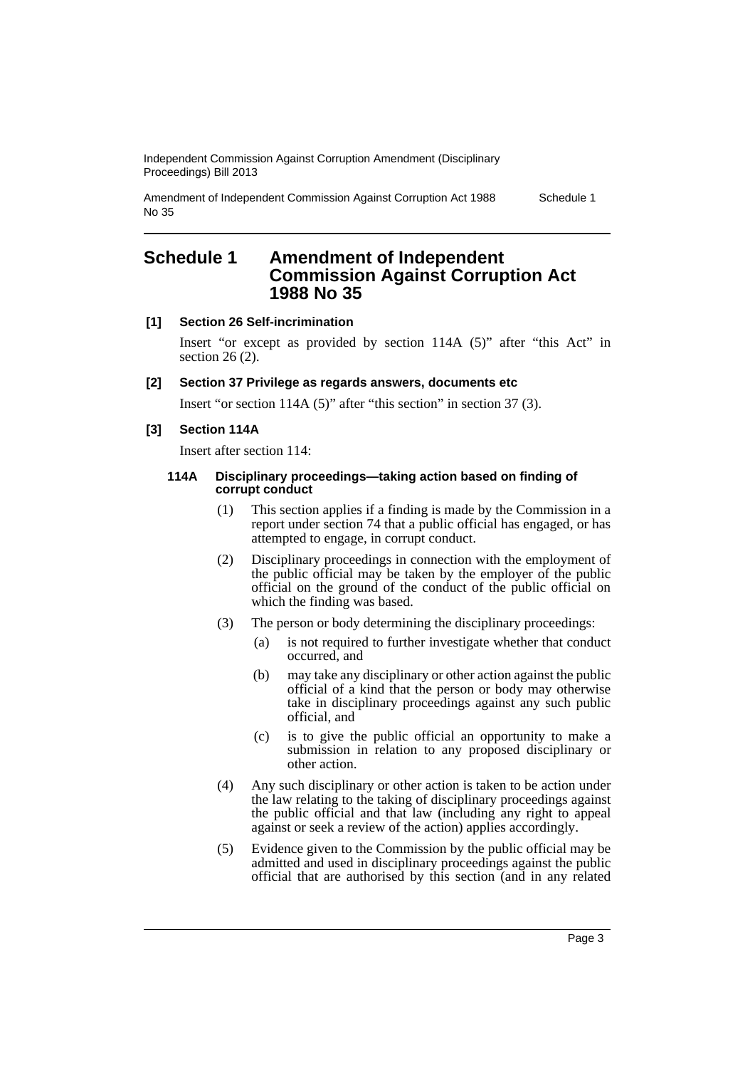# Schedule 1 Amendment of Independent Commission Against Corruption Act 1988 No 35

**[1] Section 26 Self-incrimination**

Insert "or except as provided by section 114A (5)" after "this Act" in section 26 (2).

**[2] Section 37 Privilege as regards answers, documents etc**

Insert "or section 114A (5)" after "this section" in section 37 (3).

**[3] Section 114A**

Insert after section 114:

**114A Disciplinary proceedings—taking action based on finding of corrupt conduct**

(1) This section applies if a finding is made by the Commission in a report under section 74 that a public official has engaged, or has attempted to engage, in corrupt conduct.

(2) Disciplinary proceedings in connection with the employment of the public official may be taken by the employer of the public official on the ground of the conduct of the public official on which the finding was based.

(3) The person or body determining the disciplinary proceedings:

(a) is not required to further investigate whether that conduct occurred, and

(b) may take any disciplinary or other action against the public official of a kind that the person or body may otherwise take in disciplinary proceedings against any such public official, and

(c) is to give the public official an opportunity to make a submission in relation to any proposed disciplinary or other action.

(4) Any such disciplinary or other action is taken to be action under the law relating to the taking of disciplinary proceedings against the public official and that law (including any right to appeal against or seek a review of the action) applies accordingly.

(5) Evidence given to the Commission by the public official may be admitted and used in disciplinary proceedings against the public official that are authorised by this section (and in any related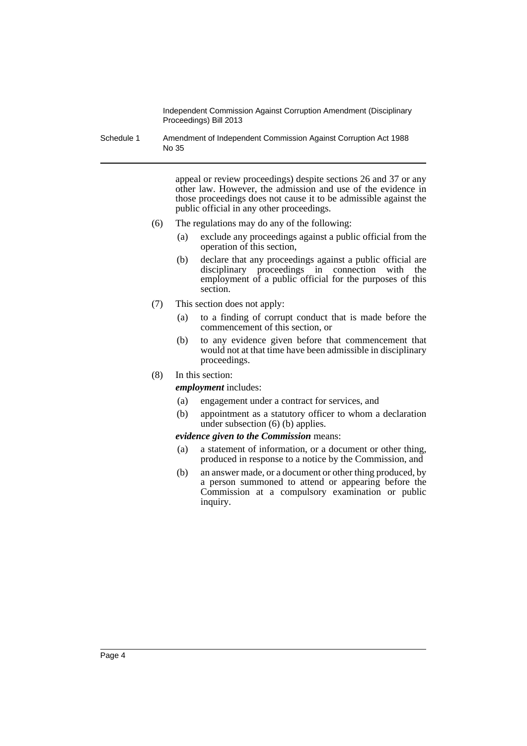appeal or review proceedings) despite sections 26 and 37 or any other law. However, the admission and use of the evidence in those proceedings does not cause it to be admissible against the public official in any other proceedings.

(6) The regulations may do any of the following:

(a) exclude any proceedings against a public official from the operation of this section,

(b) declare that any proceedings against a public official are disciplinary proceedings in connection with the employment of a public official for the purposes of this section.

(7) This section does not apply:

(a) to a finding of corrupt conduct that is made before the commencement of this section, or

(b) to any evidence given before that commencement that would not at that time have been admissible in disciplinary proceedings.

(8) In this section:

***employment*** includes:

(a) engagement under a contract for services, and

(b) appointment as a statutory officer to whom a declaration under subsection (6) (b) applies.

***evidence given to the Commission*** means:

(a) a statement of information, or a document or other thing, produced in response to a notice by the Commission, and

(b) an answer made, or a document or other thing produced, by a person summoned to attend or appearing before the Commission at a compulsory examination or public inquiry.